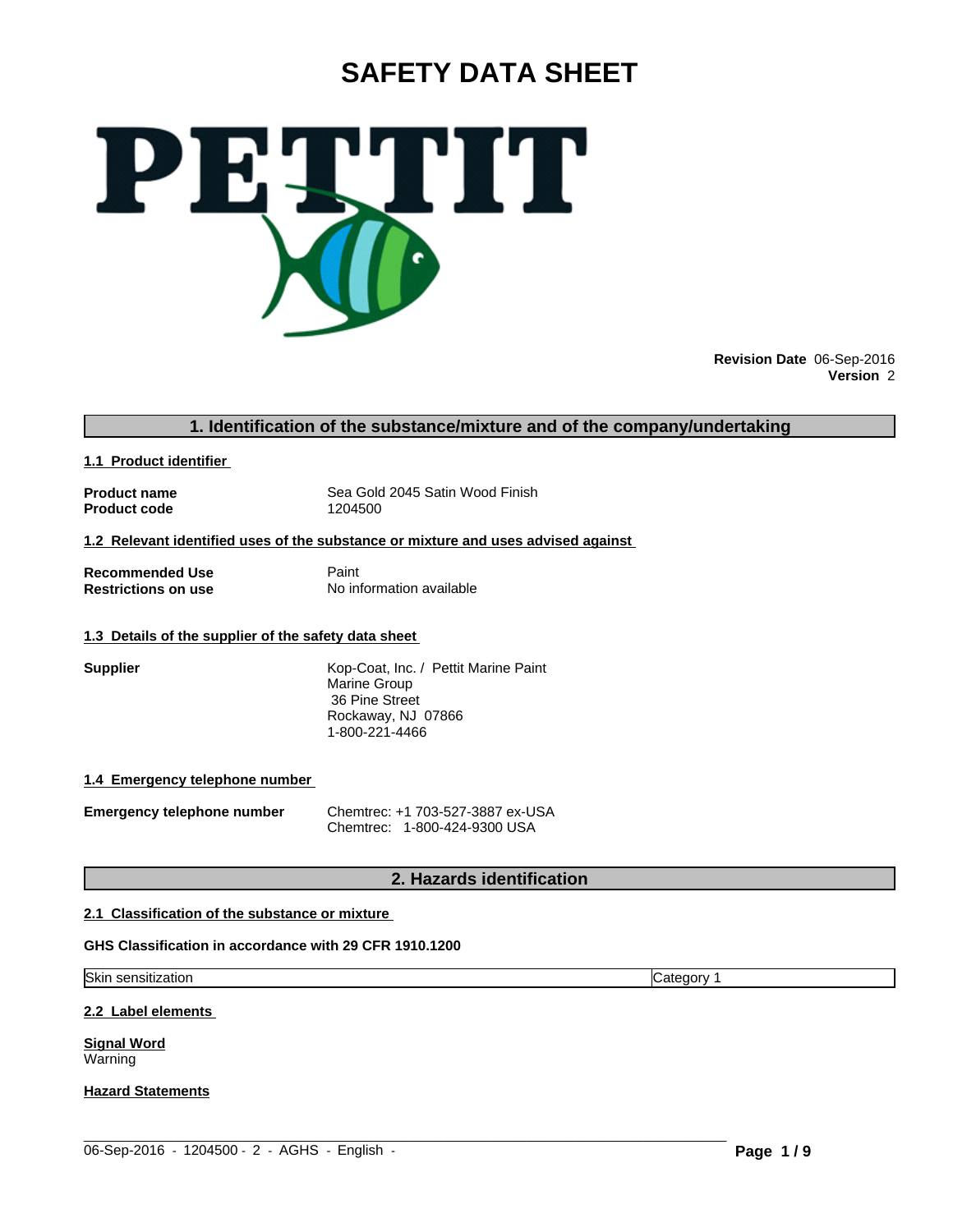# SAFETY DATA SHEET

**Revision Date** 06-Sep-2016
**Version** 2

## 1. Identification of the substance/mixture and of the company/undertaking

### 1.1 Product identifier

| | |
|---|---|
| **Product name** | Sea Gold 2045 Satin Wood Finish |
| **Product code** | 1204500 |

### 1.2 Relevant identified uses of the substance or mixture and uses advised against

| | |
|---|---|
| **Recommended Use** | Paint |
| **Restrictions on use** | No information available |

### 1.3 Details of the supplier of the safety data sheet

**Supplier**

Kop-Coat, Inc. / Pettit Marine Paint
Marine Group
36 Pine Street
Rockaway, NJ 07866
1-800-221-4466

### 1.4 Emergency telephone number

**Emergency telephone number**

Chemtrec: +1 703-527-3887 ex-USA
Chemtrec: 1-800-424-9300 USA

## 2. Hazards identification

### 2.1 Classification of the substance or mixture

**GHS Classification in accordance with 29 CFR 1910.1200**

| | |
|---|---|
| Skin sensitization | Category 1 |

### 2.2 Label elements

**Signal Word**
Warning

**Hazard Statements**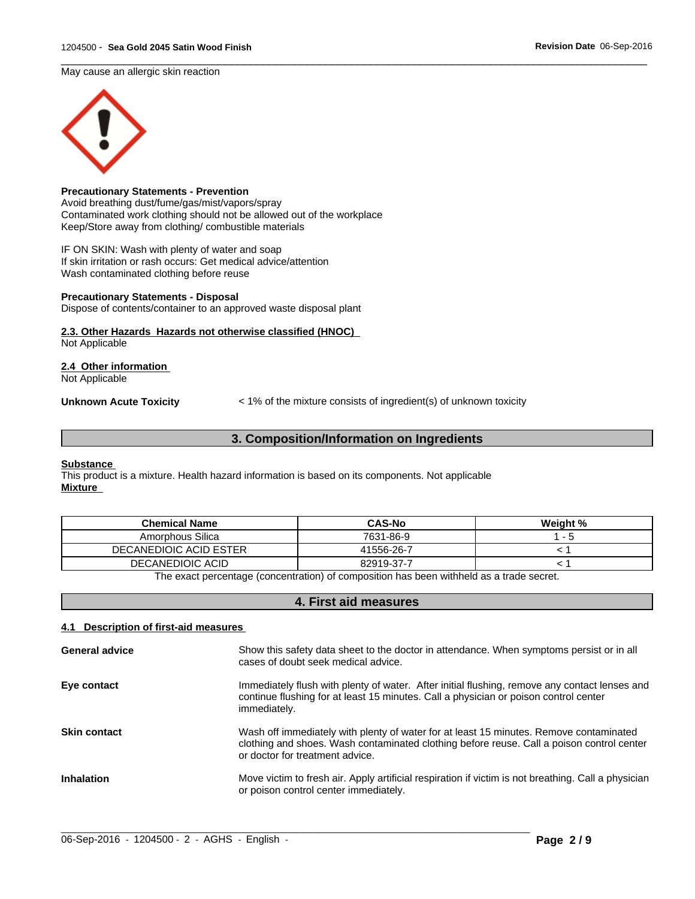May cause an allergic skin reaction

**Precautionary Statements - Prevention**
Avoid breathing dust/fume/gas/mist/vapors/spray
Contaminated work clothing should not be allowed out of the workplace
Keep/Store away from clothing/ combustible materials

IF ON SKIN: Wash with plenty of water and soap
If skin irritation or rash occurs: Get medical advice/attention
Wash contaminated clothing before reuse

**Precautionary Statements - Disposal**
Dispose of contents/container to an approved waste disposal plant

**2.3. Other Hazards Hazards not otherwise classified (HNOC)**
Not Applicable

**2.4 Other information**
Not Applicable

**Unknown Acute Toxicity** < 1% of the mixture consists of ingredient(s) of unknown toxicity

## 3. Composition/Information on Ingredients

**Substance**
This product is a mixture. Health hazard information is based on its components. Not applicable
**Mixture**

| Chemical Name | CAS-No | Weight % |
|---|---|---|
| Amorphous Silica | 7631-86-9 | 1 - 5 |
| DECANEDIOIC ACID ESTER | 41556-26-7 | < 1 |
| DECANEDIOIC ACID | 82919-37-7 | < 1 |

The exact percentage (concentration) of composition has been withheld as a trade secret.

## 4. First aid measures

**4.1 Description of first-aid measures**

**General advice** Show this safety data sheet to the doctor in attendance. When symptoms persist or in all cases of doubt seek medical advice.

**Eye contact** Immediately flush with plenty of water. After initial flushing, remove any contact lenses and continue flushing for at least 15 minutes. Call a physician or poison control center immediately.

**Skin contact** Wash off immediately with plenty of water for at least 15 minutes. Remove contaminated clothing and shoes. Wash contaminated clothing before reuse. Call a poison control center or doctor for treatment advice.

**Inhalation** Move victim to fresh air. Apply artificial respiration if victim is not breathing. Call a physician or poison control center immediately.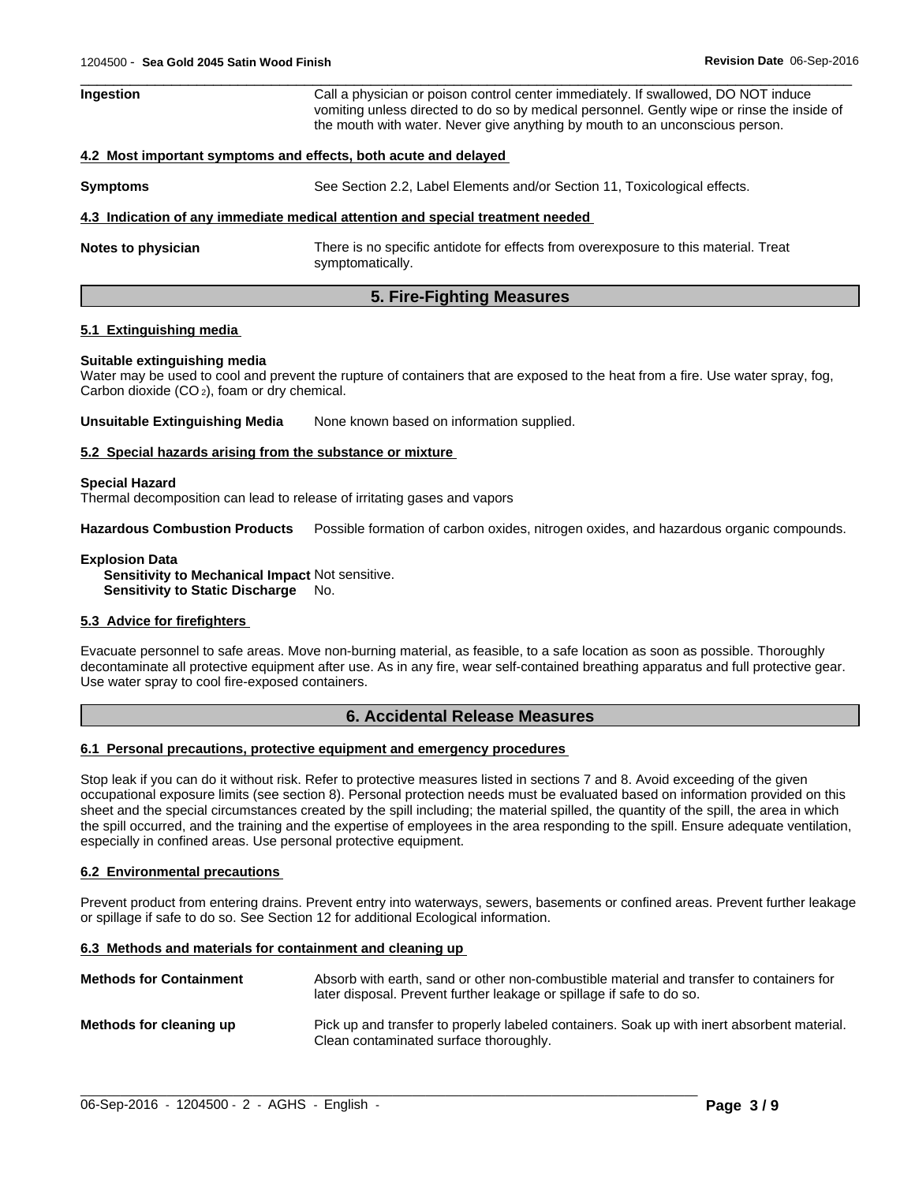**Ingestion** Call a physician or poison control center immediately. If swallowed, DO NOT induce vomiting unless directed to do so by medical personnel. Gently wipe or rinse the inside of the mouth with water. Never give anything by mouth to an unconscious person.

### 4.2 Most important symptoms and effects, both acute and delayed

**Symptoms** See Section 2.2, Label Elements and/or Section 11, Toxicological effects.

### 4.3 Indication of any immediate medical attention and special treatment needed

**Notes to physician** There is no specific antidote for effects from overexposure to this material. Treat symptomatically.

## 5. Fire-Fighting Measures

### 5.1 Extinguishing media

**Suitable extinguishing media**
Water may be used to cool and prevent the rupture of containers that are exposed to the heat from a fire. Use water spray, fog, Carbon dioxide ($CO_2$), foam or dry chemical.

**Unsuitable Extinguishing Media** None known based on information supplied.

### 5.2 Special hazards arising from the substance or mixture

**Special Hazard**
Thermal decomposition can lead to release of irritating gases and vapors

**Hazardous Combustion Products** Possible formation of carbon oxides, nitrogen oxides, and hazardous organic compounds.

**Explosion Data**
**Sensitivity to Mechanical Impact** Not sensitive.
**Sensitivity to Static Discharge** No.

### 5.3 Advice for firefighters

Evacuate personnel to safe areas. Move non-burning material, as feasible, to a safe location as soon as possible. Thoroughly decontaminate all protective equipment after use. As in any fire, wear self-contained breathing apparatus and full protective gear. Use water spray to cool fire-exposed containers.

## 6. Accidental Release Measures

### 6.1 Personal precautions, protective equipment and emergency procedures

Stop leak if you can do it without risk. Refer to protective measures listed in sections 7 and 8. Avoid exceeding of the given occupational exposure limits (see section 8). Personal protection needs must be evaluated based on information provided on this sheet and the special circumstances created by the spill including; the material spilled, the quantity of the spill, the area in which the spill occurred, and the training and the expertise of employees in the area responding to the spill. Ensure adequate ventilation, especially in confined areas. Use personal protective equipment.

### 6.2 Environmental precautions

Prevent product from entering drains. Prevent entry into waterways, sewers, basements or confined areas. Prevent further leakage or spillage if safe to do so. See Section 12 for additional Ecological information.

### 6.3 Methods and materials for containment and cleaning up

**Methods for Containment** Absorb with earth, sand or other non-combustible material and transfer to containers for later disposal. Prevent further leakage or spillage if safe to do so.

**Methods for cleaning up** Pick up and transfer to properly labeled containers. Soak up with inert absorbent material. Clean contaminated surface thoroughly.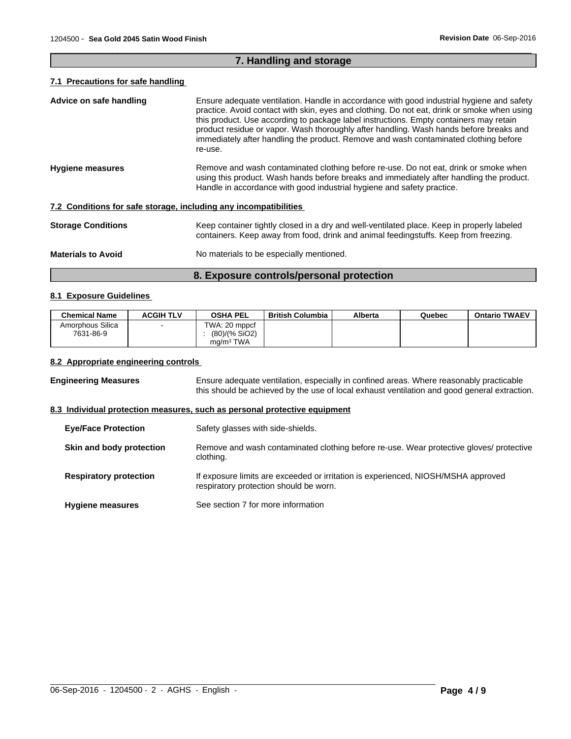## 7. Handling and storage

### 7.1 Precautions for safe handling

**Advice on safe handling**

Ensure adequate ventilation. Handle in accordance with good industrial hygiene and safety practice. Avoid contact with skin, eyes and clothing. Do not eat, drink or smoke when using this product. Use according to package label instructions. Empty containers may retain product residue or vapor. Wash thoroughly after handling. Wash hands before breaks and immediately after handling the product. Remove and wash contaminated clothing before re-use.

**Hygiene measures**

Remove and wash contaminated clothing before re-use. Do not eat, drink or smoke when using this product. Wash hands before breaks and immediately after handling the product. Handle in accordance with good industrial hygiene and safety practice.

### 7.2 Conditions for safe storage, including any incompatibilities

**Storage Conditions**

Keep container tightly closed in a dry and well-ventilated place. Keep in properly labeled containers. Keep away from food, drink and animal feedingstuffs. Keep from freezing.

**Materials to Avoid**

No materials to be especially mentioned.

## 8. Exposure controls/personal protection

### 8.1 Exposure Guidelines

| Chemical Name | ACGIH TLV | OSHA PEL | British Columbia | Alberta | Quebec | Ontario TWAEV |
|---|---|---|---|---|---|---|
| Amorphous Silica 7631-86-9 | - | TWA: 20 mppcf : (80)/(% $SiO_2$) mg/m³ TWA | | | | |

### 8.2 Appropriate engineering controls

**Engineering Measures**

Ensure adequate ventilation, especially in confined areas. Where reasonably practicable this should be achieved by the use of local exhaust ventilation and good general extraction.

### 8.3 Individual protection measures, such as personal protective equipment

**Eye/Face Protection**

Safety glasses with side-shields.

**Skin and body protection**

Remove and wash contaminated clothing before re-use. Wear protective gloves/ protective clothing.

**Respiratory protection**

If exposure limits are exceeded or irritation is experienced, NIOSH/MSHA approved respiratory protection should be worn.

**Hygiene measures**

See section 7 for more information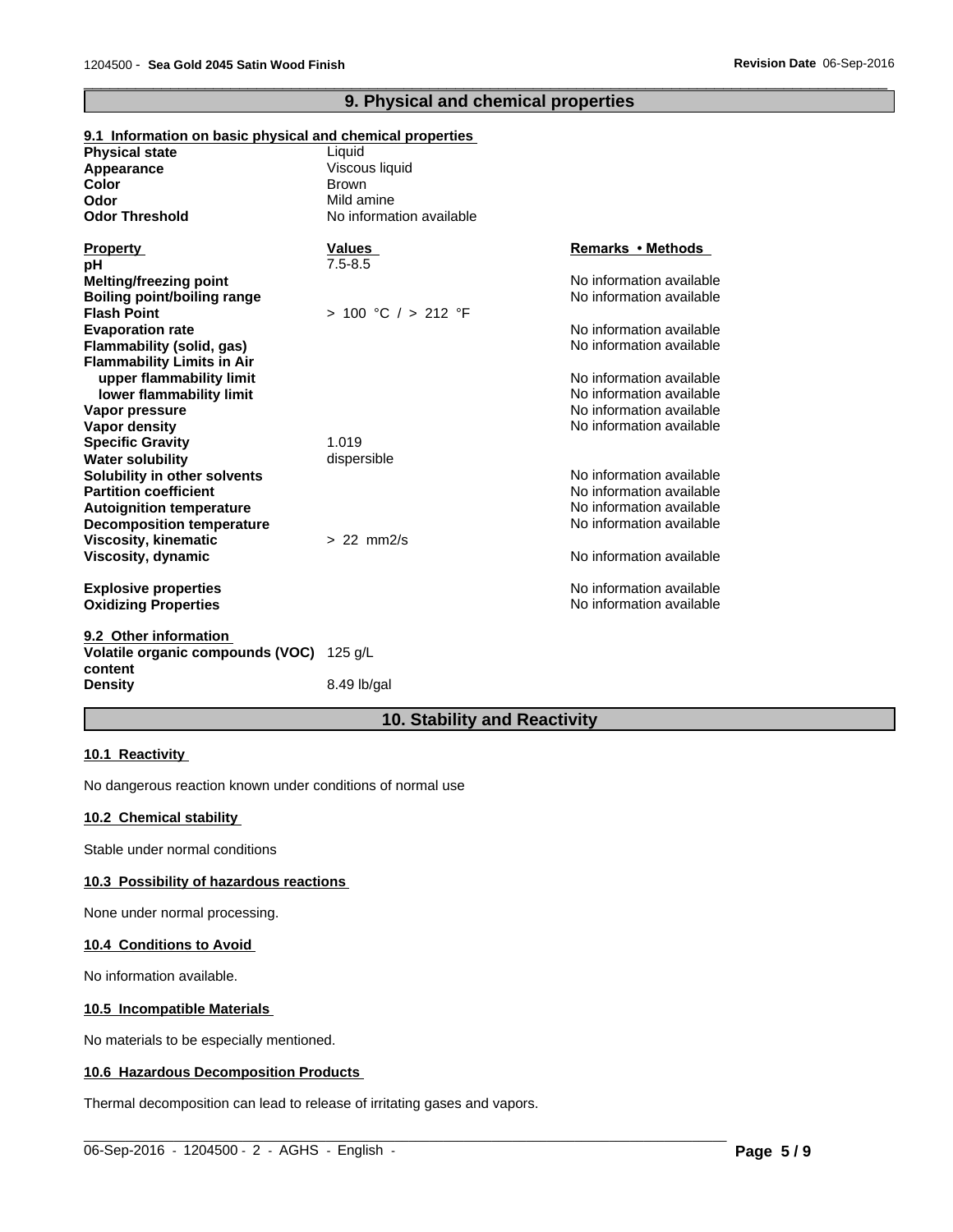## 9. Physical and chemical properties

### 9.1 Information on basic physical and chemical properties

| | |
|---|---|
| **Physical state** | Liquid |
| **Appearance** | Viscous liquid |
| **Color** | Brown |
| **Odor** | Mild amine |
| **Odor Threshold** | No information available |

| **Property** | **Values** | **Remarks • Methods** |
|---|---|---|
| **pH** | 7.5-8.5 | |
| **Melting/freezing point** | | No information available |
| **Boiling point/boiling range** | | No information available |
| **Flash Point** | > 100 °C / > 212 °F | |
| **Evaporation rate** | | No information available |
| **Flammability (solid, gas)** | | No information available |
| **Flammability Limits in Air** | | |
| **upper flammability limit** | | No information available |
| **lower flammability limit** | | No information available |
| **Vapor pressure** | | No information available |
| **Vapor density** | | No information available |
| **Specific Gravity** | 1.019 | |
| **Water solubility** | dispersible | |
| **Solubility in other solvents** | | No information available |
| **Partition coefficient** | | No information available |
| **Autoignition temperature** | | No information available |
| **Decomposition temperature** | | No information available |
| **Viscosity, kinematic** | > 22 mm2/s | |
| **Viscosity, dynamic** | | No information available |
| **Explosive properties** | | No information available |
| **Oxidizing Properties** | | No information available |

### 9.2 Other information

| | |
|---|---|
| **Volatile organic compounds (VOC) content** | 125 g/L |
| **Density** | 8.49 lb/gal |

## 10. Stability and Reactivity

### 10.1 Reactivity

No dangerous reaction known under conditions of normal use

### 10.2 Chemical stability

Stable under normal conditions

### 10.3 Possibility of hazardous reactions

None under normal processing.

### 10.4 Conditions to Avoid

No information available.

### 10.5 Incompatible Materials

No materials to be especially mentioned.

### 10.6 Hazardous Decomposition Products

Thermal decomposition can lead to release of irritating gases and vapors.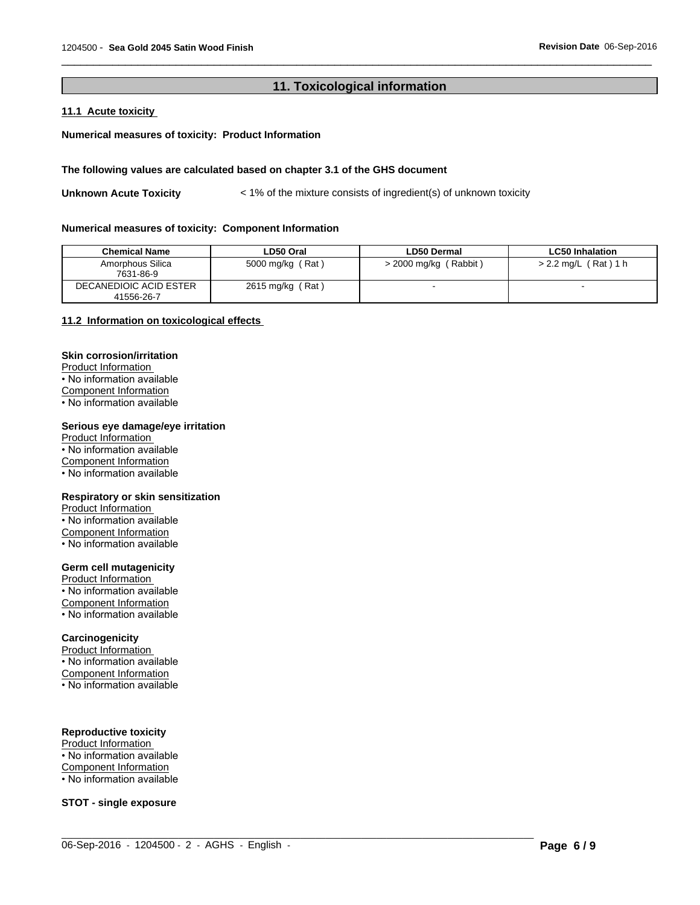## 11. Toxicological information

### 11.1 Acute toxicity

**Numerical measures of toxicity: Product Information**

**The following values are calculated based on chapter 3.1 of the GHS document**

**Unknown Acute Toxicity** < 1% of the mixture consists of ingredient(s) of unknown toxicity

**Numerical measures of toxicity: Component Information**

| Chemical Name | LD50 Oral | LD50 Dermal | LC50 Inhalation |
|---|---|---|---|
| Amorphous Silica<br>7631-86-9 | 5000 mg/kg ( Rat ) | > 2000 mg/kg ( Rabbit ) | > 2.2 mg/L ( Rat ) 1 h |
| DECANEDIOIC ACID ESTER<br>41556-26-7 | 2615 mg/kg ( Rat ) | - | - |

### 11.2 Information on toxicological effects

**Skin corrosion/irritation**
Product Information
• No information available
Component Information
• No information available

**Serious eye damage/eye irritation**
Product Information
• No information available
Component Information
• No information available

**Respiratory or skin sensitization**
Product Information
• No information available
Component Information
• No information available

**Germ cell mutagenicity**
Product Information
• No information available
Component Information
• No information available

**Carcinogenicity**
Product Information
• No information available
Component Information
• No information available

**Reproductive toxicity**
Product Information
• No information available
Component Information
• No information available

**STOT - single exposure**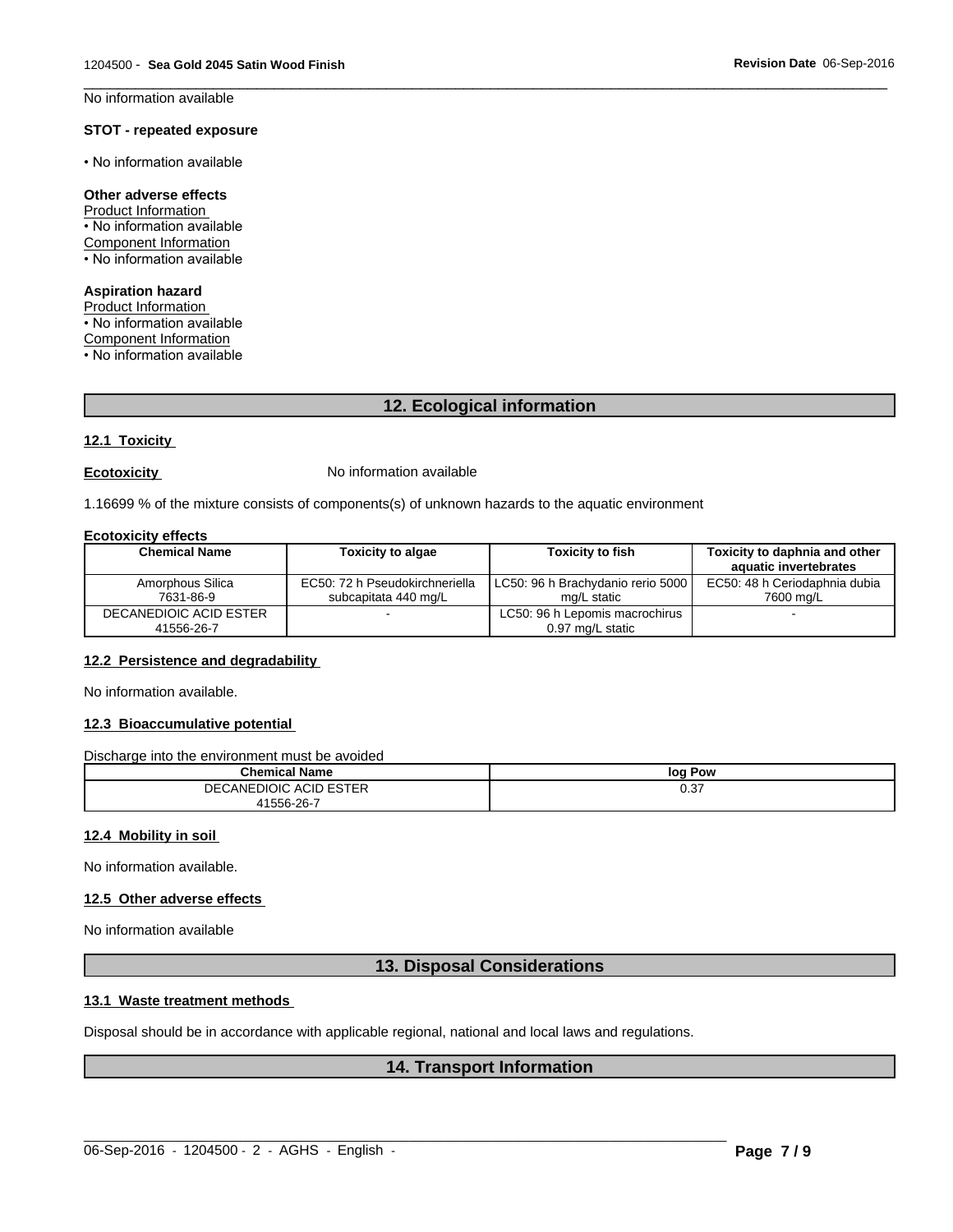No information available

**STOT - repeated exposure**

• No information available

**Other adverse effects**

Product Information

• No information available

Component Information

• No information available

**Aspiration hazard**

Product Information

• No information available

Component Information

• No information available

## 12. Ecological information

### 12.1 Toxicity

**Ecotoxicity** No information available

1.16699 % of the mixture consists of components(s) of unknown hazards to the aquatic environment

**Ecotoxicity effects**

| Chemical Name | Toxicity to algae | Toxicity to fish | Toxicity to daphnia and other aquatic invertebrates |
|---|---|---|---|
| Amorphous Silica<br>7631-86-9 | EC50: 72 h Pseudokirchneriella subcapitata 440 mg/L | LC50: 96 h Brachydanio rerio 5000 mg/L static | EC50: 48 h Ceriodaphnia dubia 7600 mg/L |
| DECANEDIOIC ACID ESTER<br>41556-26-7 | - | LC50: 96 h Lepomis macrochirus 0.97 mg/L static | - |

### 12.2 Persistence and degradability

No information available.

### 12.3 Bioaccumulative potential

Discharge into the environment must be avoided

| Chemical Name | log Pow |
|---|---|
| DECANEDIOIC ACID ESTER<br>41556-26-7 | 0.37 |

### 12.4 Mobility in soil

No information available.

### 12.5 Other adverse effects

No information available

## 13. Disposal Considerations

### 13.1 Waste treatment methods

Disposal should be in accordance with applicable regional, national and local laws and regulations.

## 14. Transport Information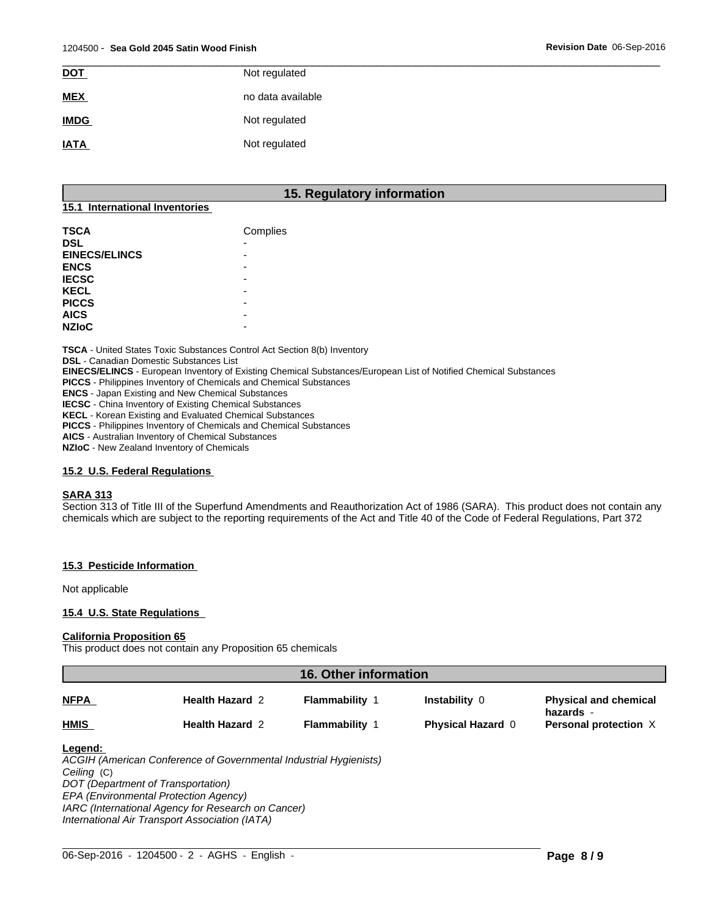| | |
|---|---|
| **DOT** | Not regulated |
| **MEX** | no data available |
| **IMDG** | Not regulated |
| **IATA** | Not regulated |

## 15. Regulatory information

### 15.1 International Inventories

| | |
|---|---|
| **TSCA** | Complies |
| **DSL** | - |
| **EINECS/ELINCS** | - |
| **ENCS** | - |
| **IECSC** | - |
| **KECL** | - |
| **PICCS** | - |
| **AICS** | - |
| **NZIoC** | - |

**TSCA** - United States Toxic Substances Control Act Section 8(b) Inventory
**DSL** - Canadian Domestic Substances List
**EINECS/ELINCS** - European Inventory of Existing Chemical Substances/European List of Notified Chemical Substances
**PICCS** - Philippines Inventory of Chemicals and Chemical Substances
**ENCS** - Japan Existing and New Chemical Substances
**IECSC** - China Inventory of Existing Chemical Substances
**KECL** - Korean Existing and Evaluated Chemical Substances
**PICCS** - Philippines Inventory of Chemicals and Chemical Substances
**AICS** - Australian Inventory of Chemical Substances
**NZIoC** - New Zealand Inventory of Chemicals

### 15.2 U.S. Federal Regulations

**SARA 313**
Section 313 of Title III of the Superfund Amendments and Reauthorization Act of 1986 (SARA). This product does not contain any chemicals which are subject to the reporting requirements of the Act and Title 40 of the Code of Federal Regulations, Part 372

### 15.3 Pesticide Information

Not applicable

### 15.4 U.S. State Regulations

**California Proposition 65**
This product does not contain any Proposition 65 chemicals

## 16. Other information

| | | | | |
|---|---|---|---|---|
| **NFPA** | **Health Hazard** 2 | **Flammability** 1 | **Instability** 0 | **Physical and chemical hazards** - |
| **HMIS** | **Health Hazard** 2 | **Flammability** 1 | **Physical Hazard** 0 | **Personal protection** X |

**Legend:**
*ACGIH (American Conference of Governmental Industrial Hygienists)*
*Ceiling* (C)
*DOT (Department of Transportation)*
*EPA (Environmental Protection Agency)*
*IARC (International Agency for Research on Cancer)*
*International Air Transport Association (IATA)*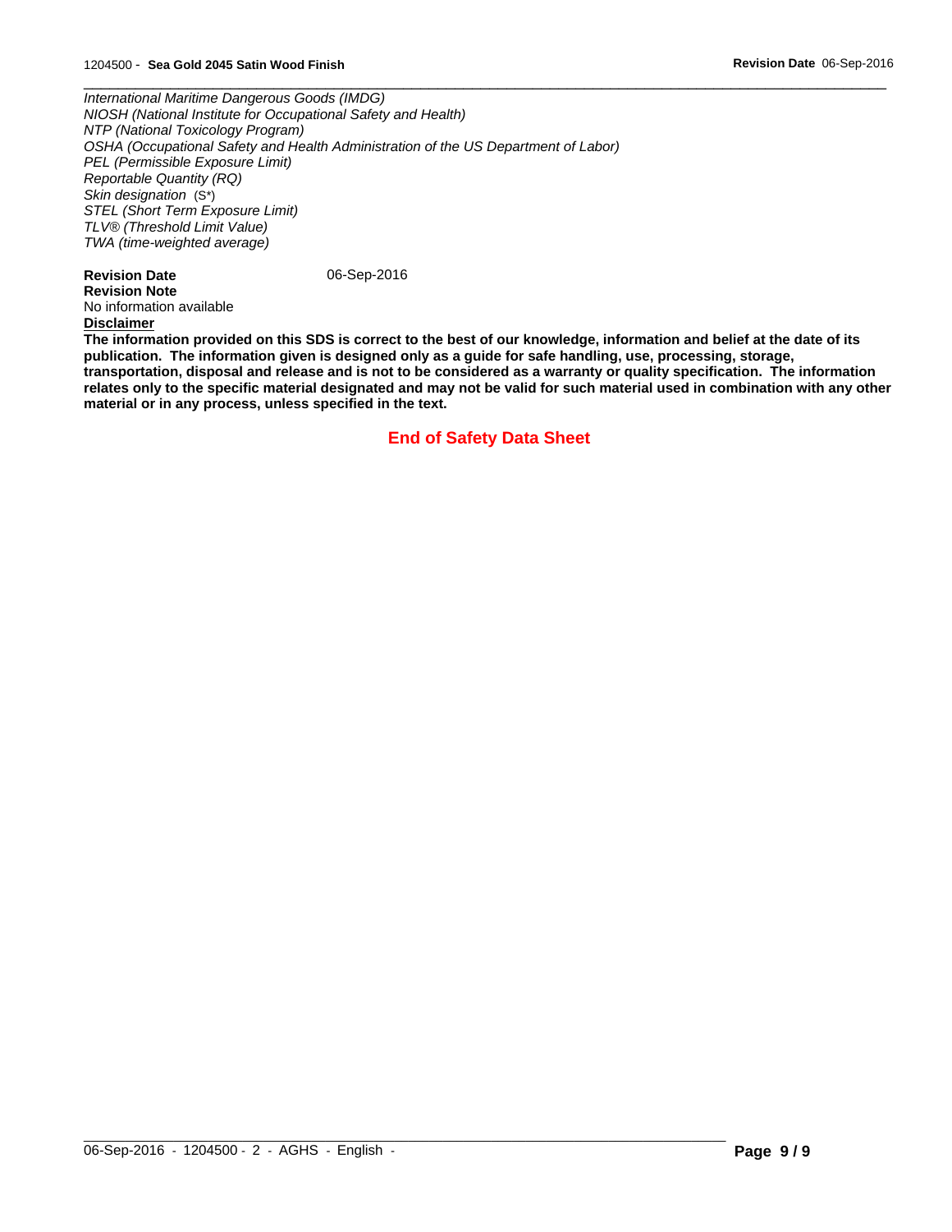*International Maritime Dangerous Goods (IMDG)*
*NIOSH (National Institute for Occupational Safety and Health)*
*NTP (National Toxicology Program)*
*OSHA (Occupational Safety and Health Administration of the US Department of Labor)*
*PEL (Permissible Exposure Limit)*
*Reportable Quantity (RQ)*
*Skin designation* (S*)
*STEL (Short Term Exposure Limit)*
*TLV® (Threshold Limit Value)*
*TWA (time-weighted average)*

**Revision Date** 06-Sep-2016
**Revision Note**
No information available
**Disclaimer**
**The information provided on this SDS is correct to the best of our knowledge, information and belief at the date of its publication. The information given is designed only as a guide for safe handling, use, processing, storage, transportation, disposal and release and is not to be considered as a warranty or quality specification. The information relates only to the specific material designated and may not be valid for such material used in combination with any other material or in any process, unless specified in the text.**

**End of Safety Data Sheet**